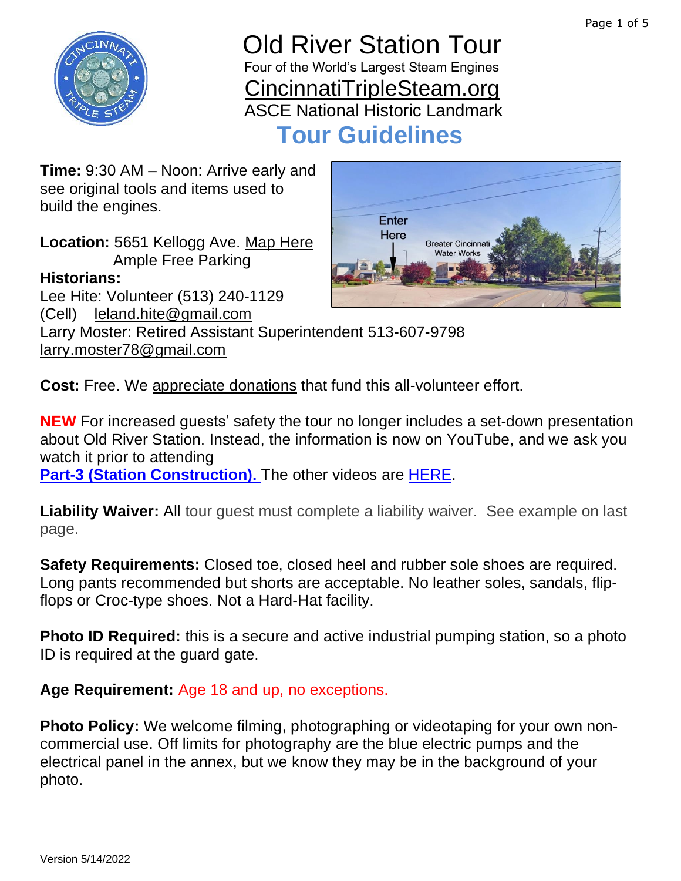# Old River Station Tour

Four of the World's Largest Steam Engines

CincinnatiTripleSteam.org

ASCE National Historic Landmark

## Tour Guidelines

**Time:** 9:30 AM – Noon: Arrive early and see original tools and items used to build the engines.

**Location:** 5651 Kellogg Ave. Map Here
Ample Free Parking

**Historians:**
Lee Hite: Volunteer (513) 240-1129 (Cell) leland.hite@gmail.com
Larry Moster: Retired Assistant Superintendent 513-607-9798 larry.moster78@gmail.com

**Cost:** Free. We appreciate donations that fund this all-volunteer effort.

**NEW** For increased guests' safety the tour no longer includes a set-down presentation about Old River Station. Instead, the information is now on YouTube, and we ask you watch it prior to attending
**Part-3 (Station Construction).** The other videos are HERE.

**Liability Waiver:** All tour guest must complete a liability waiver. See example on last page.

**Safety Requirements:** Closed toe, closed heel and rubber sole shoes are required. Long pants recommended but shorts are acceptable. No leather soles, sandals, flip-flops or Croc-type shoes. Not a Hard-Hat facility.

**Photo ID Required:** this is a secure and active industrial pumping station, so a photo ID is required at the guard gate.

**Age Requirement:** Age 18 and up, no exceptions.

**Photo Policy:** We welcome filming, photographing or videotaping for your own non-commercial use. Off limits for photography are the blue electric pumps and the electrical panel in the annex, but we know they may be in the background of your photo.

Version 5/14/2022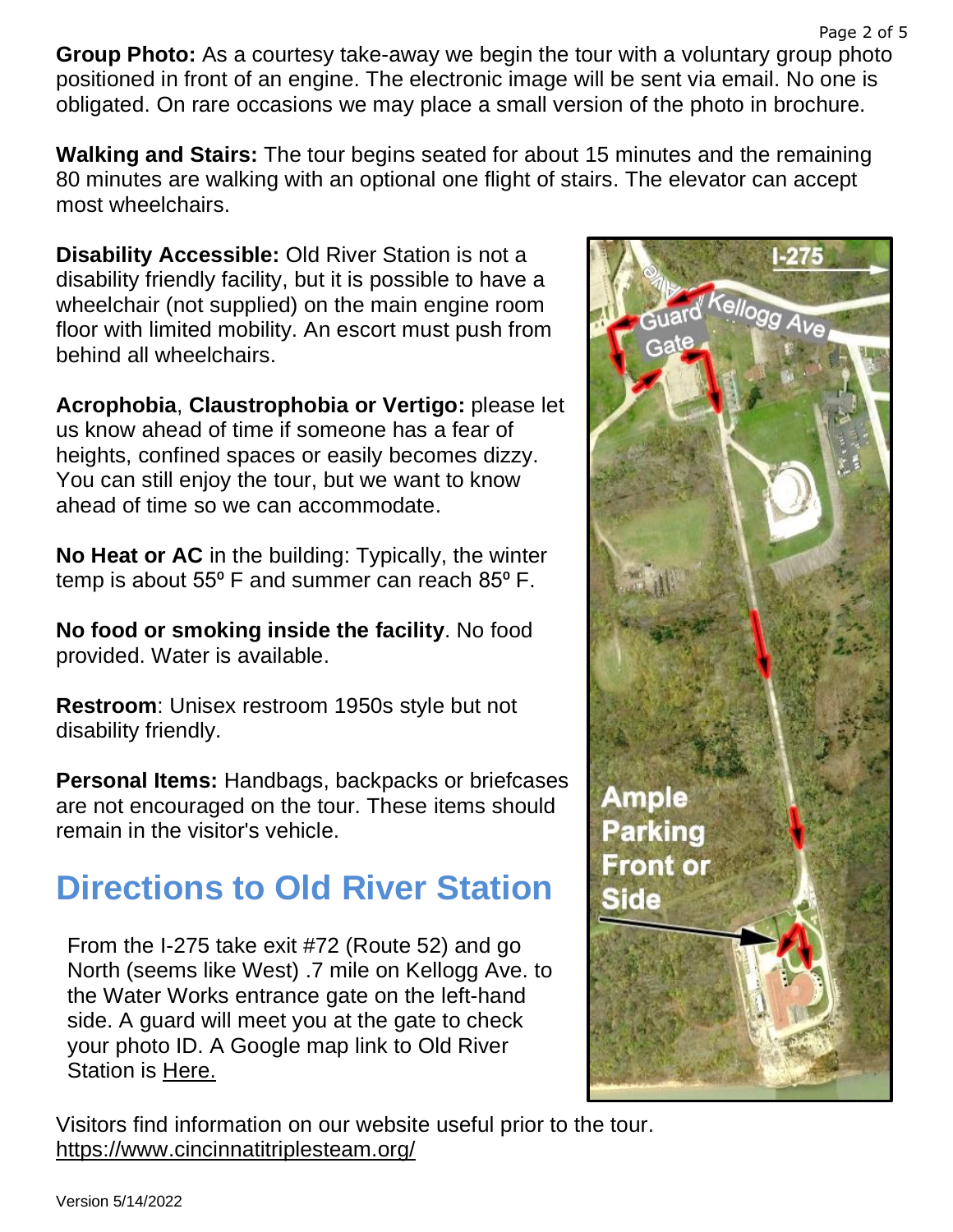**Group Photo:** As a courtesy take-away we begin the tour with a voluntary group photo positioned in front of an engine. The electronic image will be sent via email. No one is obligated. On rare occasions we may place a small version of the photo in brochure.

**Walking and Stairs:** The tour begins seated for about 15 minutes and the remaining 80 minutes are walking with an optional one flight of stairs. The elevator can accept most wheelchairs.

**Disability Accessible:** Old River Station is not a disability friendly facility, but it is possible to have a wheelchair (not supplied) on the main engine room floor with limited mobility. An escort must push from behind all wheelchairs.

**Acrophobia**, **Claustrophobia or Vertigo:** please let us know ahead of time if someone has a fear of heights, confined spaces or easily becomes dizzy. You can still enjoy the tour, but we want to know ahead of time so we can accommodate.

**No Heat or AC** in the building: Typically, the winter temp is about 55º F and summer can reach 85º F.

**No food or smoking inside the facility**. No food provided. Water is available.

**Restroom**: Unisex restroom 1950s style but not disability friendly.

**Personal Items:** Handbags, backpacks or briefcases are not encouraged on the tour. These items should remain in the visitor's vehicle.

# Directions to Old River Station

From the I-275 take exit #72 (Route 52) and go North (seems like West) .7 mile on Kellogg Ave. to the Water Works entrance gate on the left-hand side. A guard will meet you at the gate to check your photo ID. A Google map link to Old River Station is Here.

I-275

Kellogg Ave

Guard Gate

Ample Parking Front or Side

Visitors find information on our website useful prior to the tour.
https://www.cincinnatitriplesteam.org/

Version 5/14/2022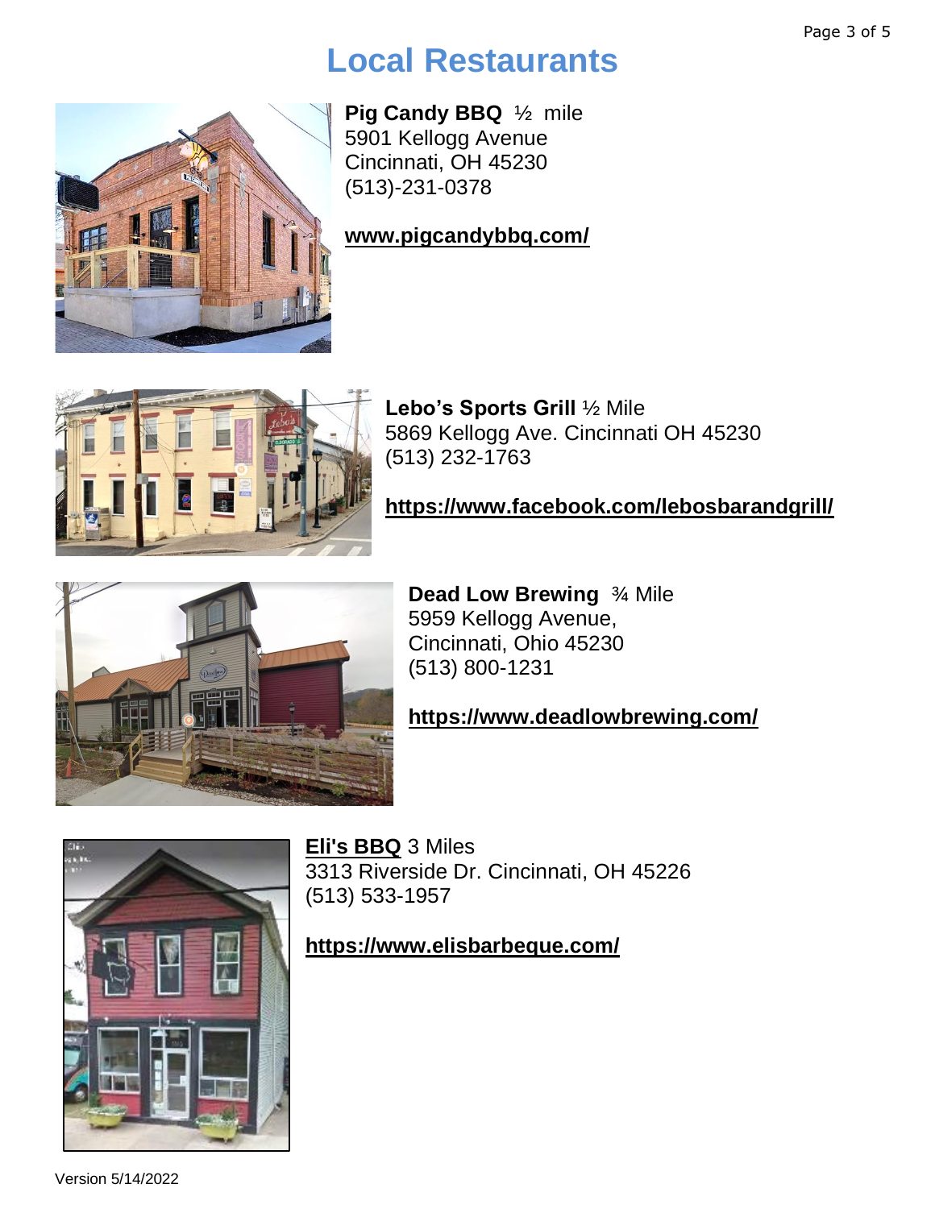# Local Restaurants

**Pig Candy BBQ** ½ mile
5901 Kellogg Avenue
Cincinnati, OH 45230
(513)-231-0378

**www.pigcandybbq.com/**

**Lebo's Sports Grill** ½ Mile
5869 Kellogg Ave. Cincinnati OH 45230
(513) 232-1763

**https://www.facebook.com/lebosbarandgrill/**

**Dead Low Brewing** ¾ Mile
5959 Kellogg Avenue,
Cincinnati, Ohio 45230
(513) 800-1231

**https://www.deadlowbrewing.com/**

**Eli's BBQ** 3 Miles
3313 Riverside Dr. Cincinnati, OH 45226
(513) 533-1957

**https://www.elisbarbeque.com/**

Version 5/14/2022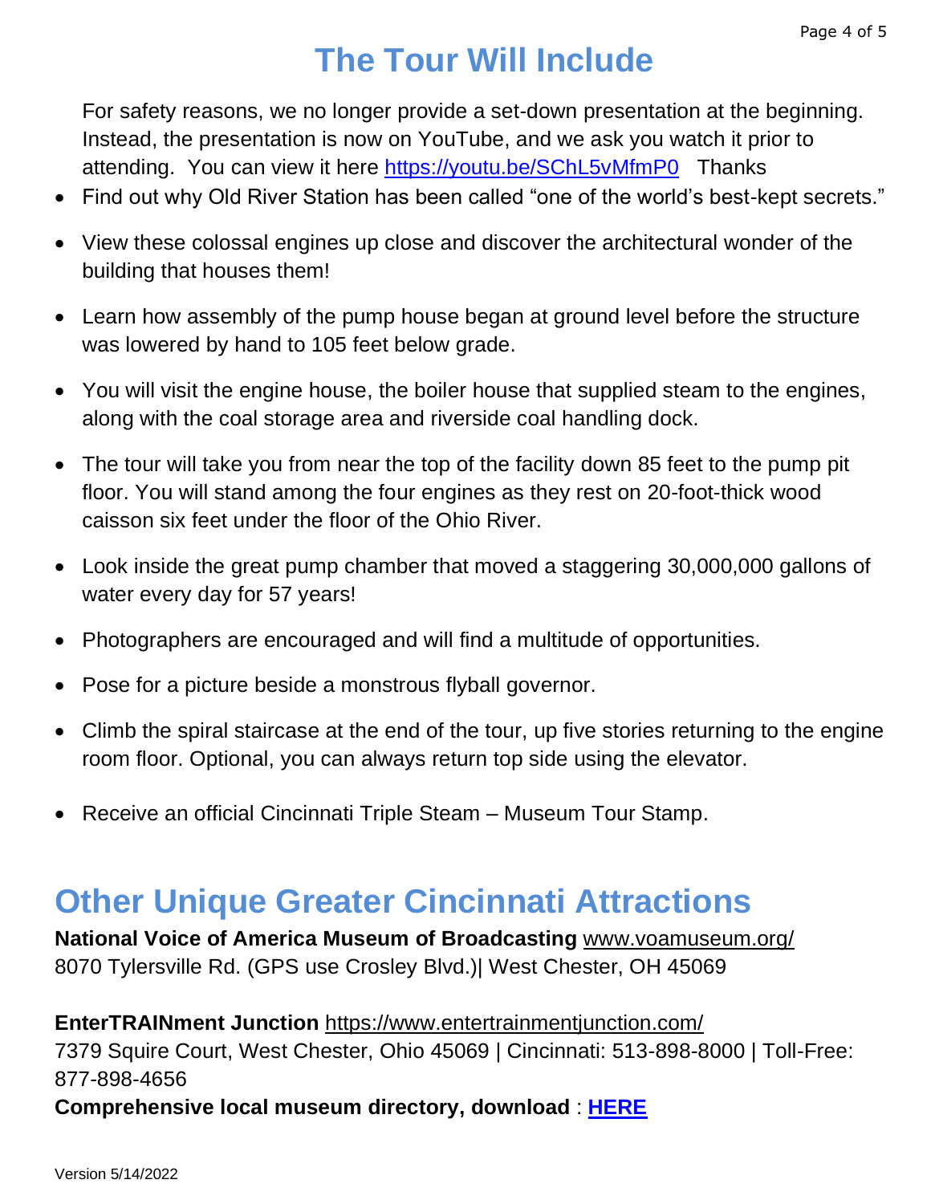# The Tour Will Include

For safety reasons, we no longer provide a set-down presentation at the beginning. Instead, the presentation is now on YouTube, and we ask you watch it prior to attending. You can view it here https://youtu.be/SChL5vMfmP0 Thanks

- Find out why Old River Station has been called "one of the world's best-kept secrets."
- View these colossal engines up close and discover the architectural wonder of the building that houses them!
- Learn how assembly of the pump house began at ground level before the structure was lowered by hand to 105 feet below grade.
- You will visit the engine house, the boiler house that supplied steam to the engines, along with the coal storage area and riverside coal handling dock.
- The tour will take you from near the top of the facility down 85 feet to the pump pit floor. You will stand among the four engines as they rest on 20-foot-thick wood caisson six feet under the floor of the Ohio River.
- Look inside the great pump chamber that moved a staggering 30,000,000 gallons of water every day for 57 years!
- Photographers are encouraged and will find a multitude of opportunities.
- Pose for a picture beside a monstrous flyball governor.
- Climb the spiral staircase at the end of the tour, up five stories returning to the engine room floor. Optional, you can always return top side using the elevator.
- Receive an official Cincinnati Triple Steam – Museum Tour Stamp.

# Other Unique Greater Cincinnati Attractions

**National Voice of America Museum of Broadcasting** www.voamuseum.org/
8070 Tylersville Rd. (GPS use Crosley Blvd.)| West Chester, OH 45069

**EnterTRAINment Junction** https://www.entertrainmentjunction.com/
7379 Squire Court, West Chester, Ohio 45069 | Cincinnati: 513-898-8000 | Toll-Free: 877-898-4656
**Comprehensive local museum directory, download** : **HERE**

Version 5/14/2022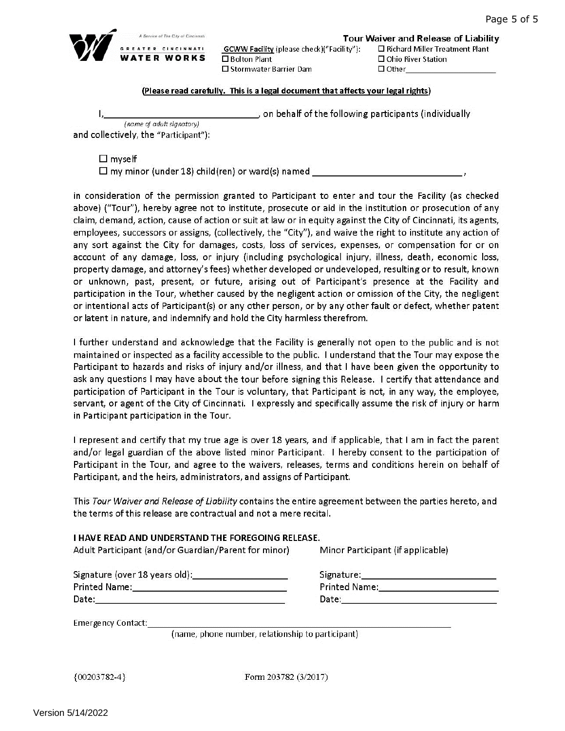A Service of The City of Cincinnati

GREATER CINCINNATI WATER WORKS

## Tour Waiver and Release of Liability

GCWW Facility (please check)("Facility"):

☐ Bolton Plant
☐ Stormwater Barrier Dam
☐ Richard Miller Treatment Plant
☐ Ohio River Station
☐ Other____________________

**(Please read carefully. This is a legal document that affects your legal rights)**

I,______________________________, on behalf of the following participants (individually
*(name of adult signatory)*
and collectively, the "Participant"):

☐ myself
☐ my minor (under 18) child(ren) or ward(s) named ____________________________,

in consideration of the permission granted to Participant to enter and tour the Facility (as checked above) ("Tour"), hereby agree not to institute, prosecute or aid in the institution or prosecution of any claim, demand, action, cause of action or suit at law or in equity against the City of Cincinnati, its agents, employees, successors or assigns, (collectively, the "City"), and waive the right to institute any action of any sort against the City for damages, costs, loss of services, expenses, or compensation for or on account of any damage, loss, or injury (including psychological injury, illness, death, economic loss, property damage, and attorney's fees) whether developed or undeveloped, resulting or to result, known or unknown, past, present, or future, arising out of Participant's presence at the Facility and participation in the Tour, whether caused by the negligent action or omission of the City, the negligent or intentional acts of Participant(s) or any other person, or by any other fault or defect, whether patent or latent in nature, and indemnify and hold the City harmless therefrom.

I further understand and acknowledge that the Facility is generally not open to the public and is not maintained or inspected as a facility accessible to the public. I understand that the Tour may expose the Participant to hazards and risks of injury and/or illness, and that I have been given the opportunity to ask any questions I may have about the tour before signing this Release. I certify that attendance and participation of Participant in the Tour is voluntary, that Participant is not, in any way, the employee, servant, or agent of the City of Cincinnati. I expressly and specifically assume the risk of injury or harm in Participant participation in the Tour.

I represent and certify that my true age is over 18 years, and if applicable, that I am in fact the parent and/or legal guardian of the above listed minor Participant. I hereby consent to the participation of Participant in the Tour, and agree to the waivers, releases, terms and conditions herein on behalf of Participant, and the heirs, administrators, and assigns of Participant.

This *Tour Waiver and Release of Liability* contains the entire agreement between the parties hereto, and the terms of this release are contractual and not a mere recital.

**I HAVE READ AND UNDERSTAND THE FOREGOING RELEASE.**

| Adult Participant (and/or Guardian/Parent for minor) | Minor Participant (if applicable) |
|---|---|
| Signature (over 18 years old):________________ | Signature:______________________ |
| Printed Name:________________________ | Printed Name:____________________ |
| Date:______________________________ | Date:__________________________ |

Emergency Contact:_______________________________________________________
(name, phone number, relationship to participant)

{00203782-4}

Form 203782 (3/2017)

Version 5/14/2022